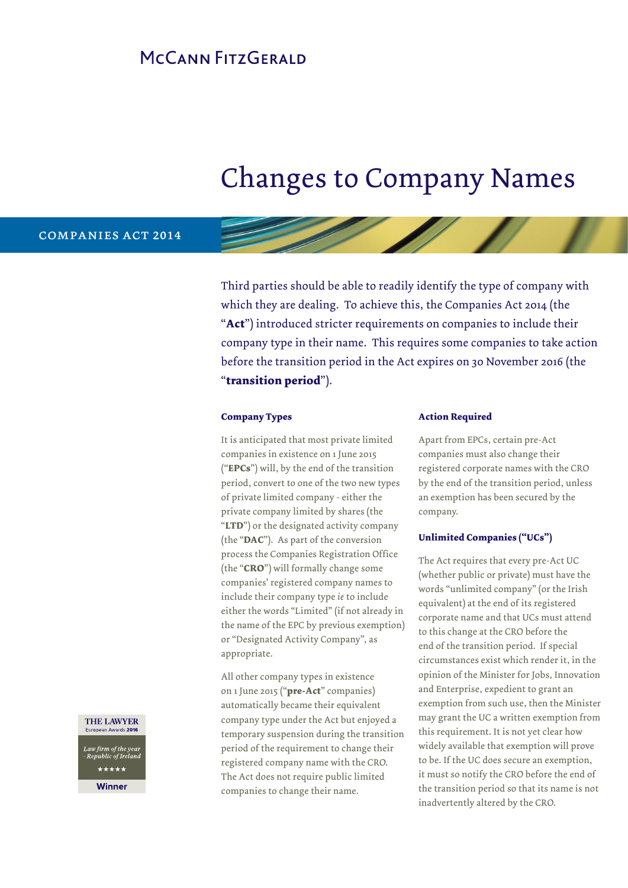McCann FitzGerald

# Changes to Company Names

COMPANIES ACT 2014

Third parties should be able to readily identify the type of company with which they are dealing. To achieve this, the Companies Act 2014 (the "**Act**") introduced stricter requirements on companies to include their company type in their name. This requires some companies to take action before the transition period in the Act expires on 30 November 2016 (the "**transition period**").

### Company Types

It is anticipated that most private limited companies in existence on 1 June 2015 ("**EPCs**") will, by the end of the transition period, convert to one of the two new types of private limited company - either the private company limited by shares (the "**LTD**") or the designated activity company (the "**DAC**"). As part of the conversion process the Companies Registration Office (the "**CRO**") will formally change some companies' registered company names to include their company type *ie* to include either the words "Limited" (if not already in the name of the EPC by previous exemption) or "Designated Activity Company", as appropriate.

All other company types in existence on 1 June 2015 ("**pre-Act**" companies) automatically became their equivalent company type under the Act but enjoyed a temporary suspension during the transition period of the requirement to change their registered company name with the CRO. The Act does not require public limited companies to change their name.

### Action Required

Apart from EPCs, certain pre-Act companies must also change their registered corporate names with the CRO by the end of the transition period, unless an exemption has been secured by the company.

### Unlimited Companies ("UCs")

The Act requires that every pre-Act UC (whether public or private) must have the words "unlimited company" (or the Irish equivalent) at the end of its registered corporate name and that UCs must attend to this change at the CRO before the end of the transition period. If special circumstances exist which render it, in the opinion of the Minister for Jobs, Innovation and Enterprise, expedient to grant an exemption from such use, then the Minister may grant the UC a written exemption from this requirement. It is not yet clear how widely available that exemption will prove to be. If the UC does secure an exemption, it must so notify the CRO before the end of the transition period so that its name is not inadvertently altered by the CRO.

THE LAWYER European Awards 2016 – *Law firm of the year - Republic of Ireland* ★★★★★ Winner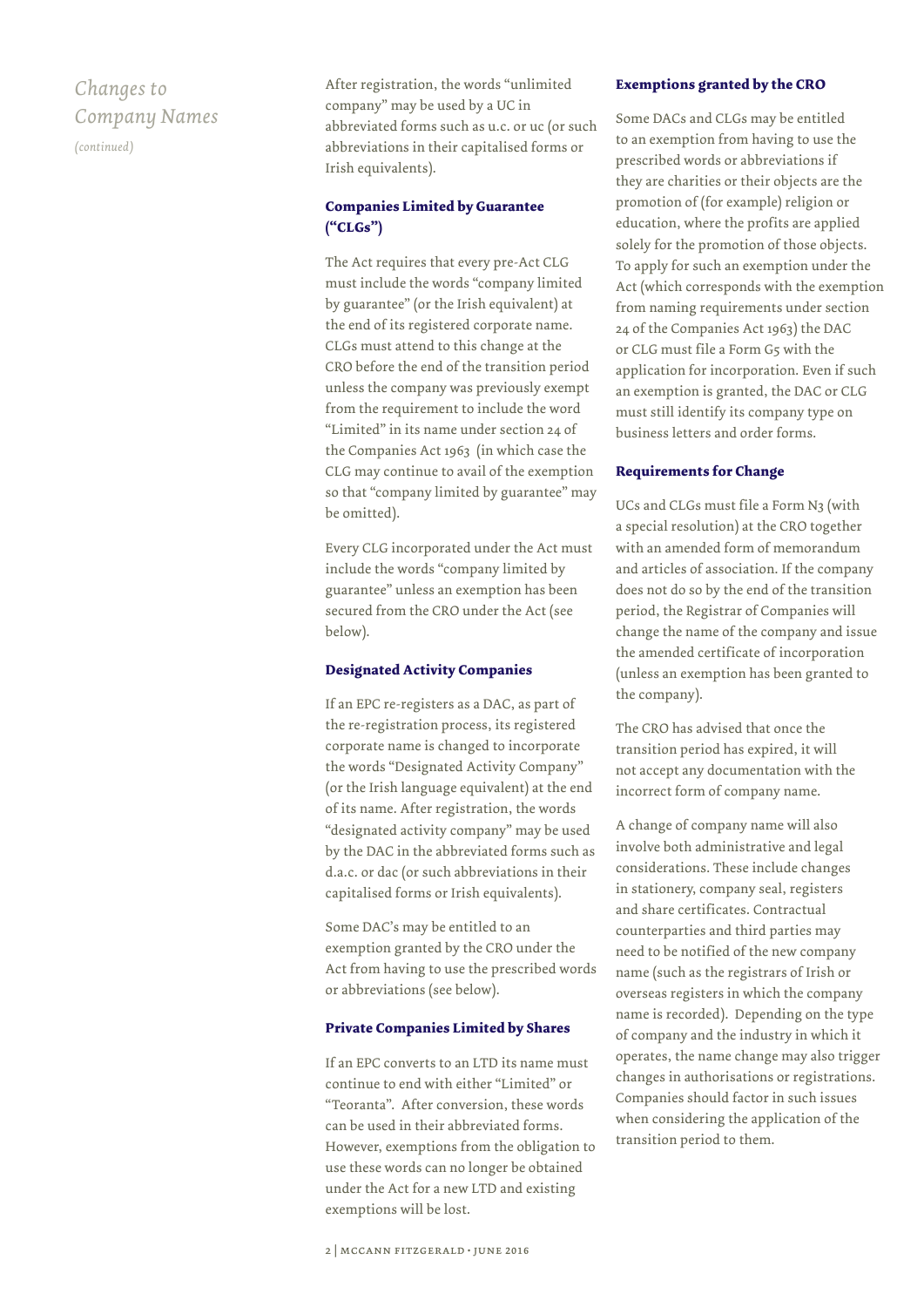## *Changes to Company Names*

*(continued)*

After registration, the words "unlimited company" may be used by a UC in abbreviated forms such as u.c. or uc (or such abbreviations in their capitalised forms or Irish equivalents).

### Companies Limited by Guarantee ("CLGs")

The Act requires that every pre-Act CLG must include the words "company limited by guarantee" (or the Irish equivalent) at the end of its registered corporate name. CLGs must attend to this change at the CRO before the end of the transition period unless the company was previously exempt from the requirement to include the word "Limited" in its name under section 24 of the Companies Act 1963 (in which case the CLG may continue to avail of the exemption so that "company limited by guarantee" may be omitted).

Every CLG incorporated under the Act must include the words "company limited by guarantee" unless an exemption has been secured from the CRO under the Act (see below).

### Designated Activity Companies

If an EPC re-registers as a DAC, as part of the re-registration process, its registered corporate name is changed to incorporate the words "Designated Activity Company" (or the Irish language equivalent) at the end of its name. After registration, the words "designated activity company" may be used by the DAC in the abbreviated forms such as d.a.c. or dac (or such abbreviations in their capitalised forms or Irish equivalents).

Some DAC's may be entitled to an exemption granted by the CRO under the Act from having to use the prescribed words or abbreviations (see below).

### Private Companies Limited by Shares

If an EPC converts to an LTD its name must continue to end with either "Limited" or "Teoranta". After conversion, these words can be used in their abbreviated forms. However, exemptions from the obligation to use these words can no longer be obtained under the Act for a new LTD and existing exemptions will be lost.

### Exemptions granted by the CRO

Some DACs and CLGs may be entitled to an exemption from having to use the prescribed words or abbreviations if they are charities or their objects are the promotion of (for example) religion or education, where the profits are applied solely for the promotion of those objects. To apply for such an exemption under the Act (which corresponds with the exemption from naming requirements under section 24 of the Companies Act 1963) the DAC or CLG must file a Form G5 with the application for incorporation. Even if such an exemption is granted, the DAC or CLG must still identify its company type on business letters and order forms.

### Requirements for Change

UCs and CLGs must file a Form N3 (with a special resolution) at the CRO together with an amended form of memorandum and articles of association. If the company does not do so by the end of the transition period, the Registrar of Companies will change the name of the company and issue the amended certificate of incorporation (unless an exemption has been granted to the company).

The CRO has advised that once the transition period has expired, it will not accept any documentation with the incorrect form of company name.

A change of company name will also involve both administrative and legal considerations. These include changes in stationery, company seal, registers and share certificates. Contractual counterparties and third parties may need to be notified of the new company name (such as the registrars of Irish or overseas registers in which the company name is recorded). Depending on the type of company and the industry in which it operates, the name change may also trigger changes in authorisations or registrations. Companies should factor in such issues when considering the application of the transition period to them.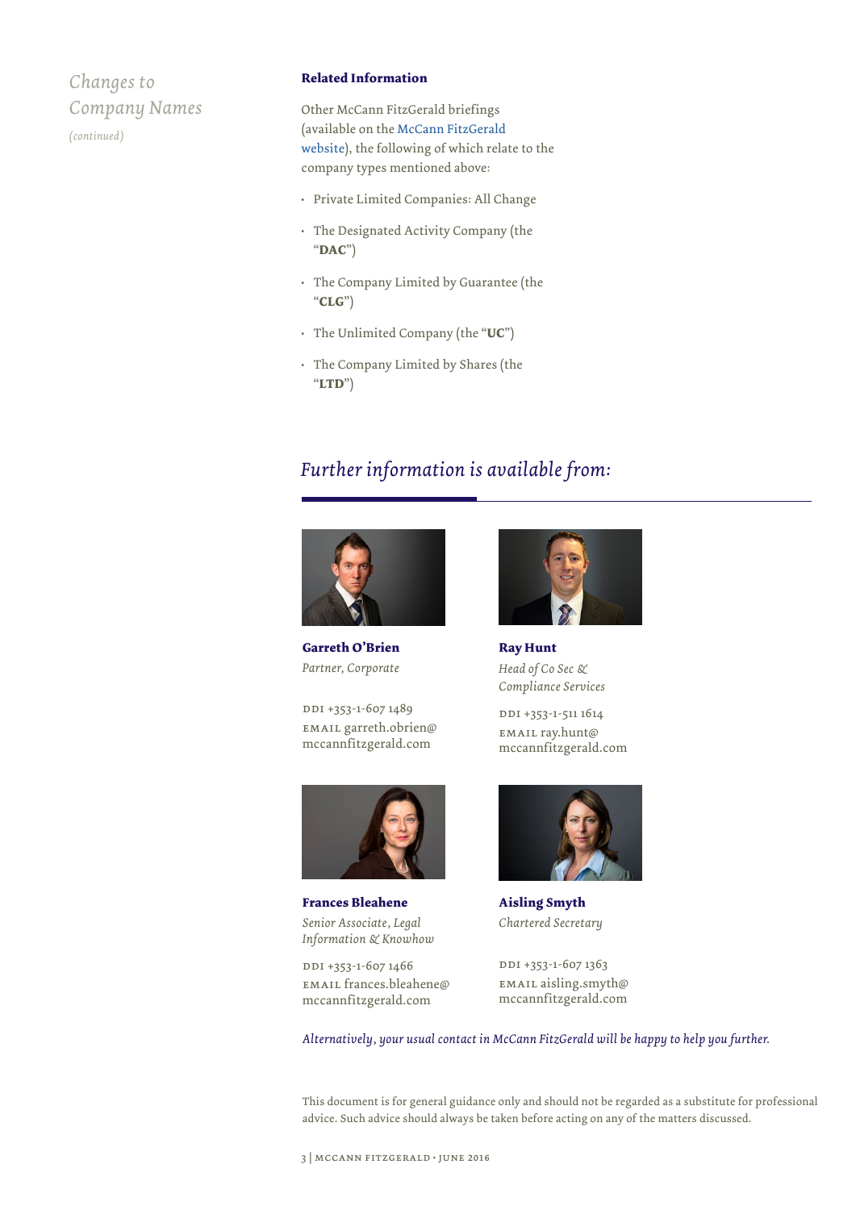*Changes to Company Names (continued)*

**Related Information**

Other McCann FitzGerald briefings (available on the McCann FitzGerald website), the following of which relate to the company types mentioned above:

- Private Limited Companies: All Change
- The Designated Activity Company (the "**DAC**")
- The Company Limited by Guarantee (the "**CLG**")
- The Unlimited Company (the "**UC**")
- The Company Limited by Shares (the "**LTD**")

## *Further information is available from:*

**Garreth O'Brien**
*Partner, Corporate*

DDI +353-1-607 1489
EMAIL garreth.obrien@mccannfitzgerald.com

**Ray Hunt**
*Head of Co Sec & Compliance Services*

DDI +353-1-511 1614
EMAIL ray.hunt@mccannfitzgerald.com

**Frances Bleahene**
*Senior Associate, Legal Information & Knowhow*

DDI +353-1-607 1466
EMAIL frances.bleahene@mccannfitzgerald.com

**Aisling Smyth**
*Chartered Secretary*

DDI +353-1-607 1363
EMAIL aisling.smyth@mccannfitzgerald.com

*Alternatively, your usual contact in McCann FitzGerald will be happy to help you further.*

This document is for general guidance only and should not be regarded as a substitute for professional advice. Such advice should always be taken before acting on any of the matters discussed.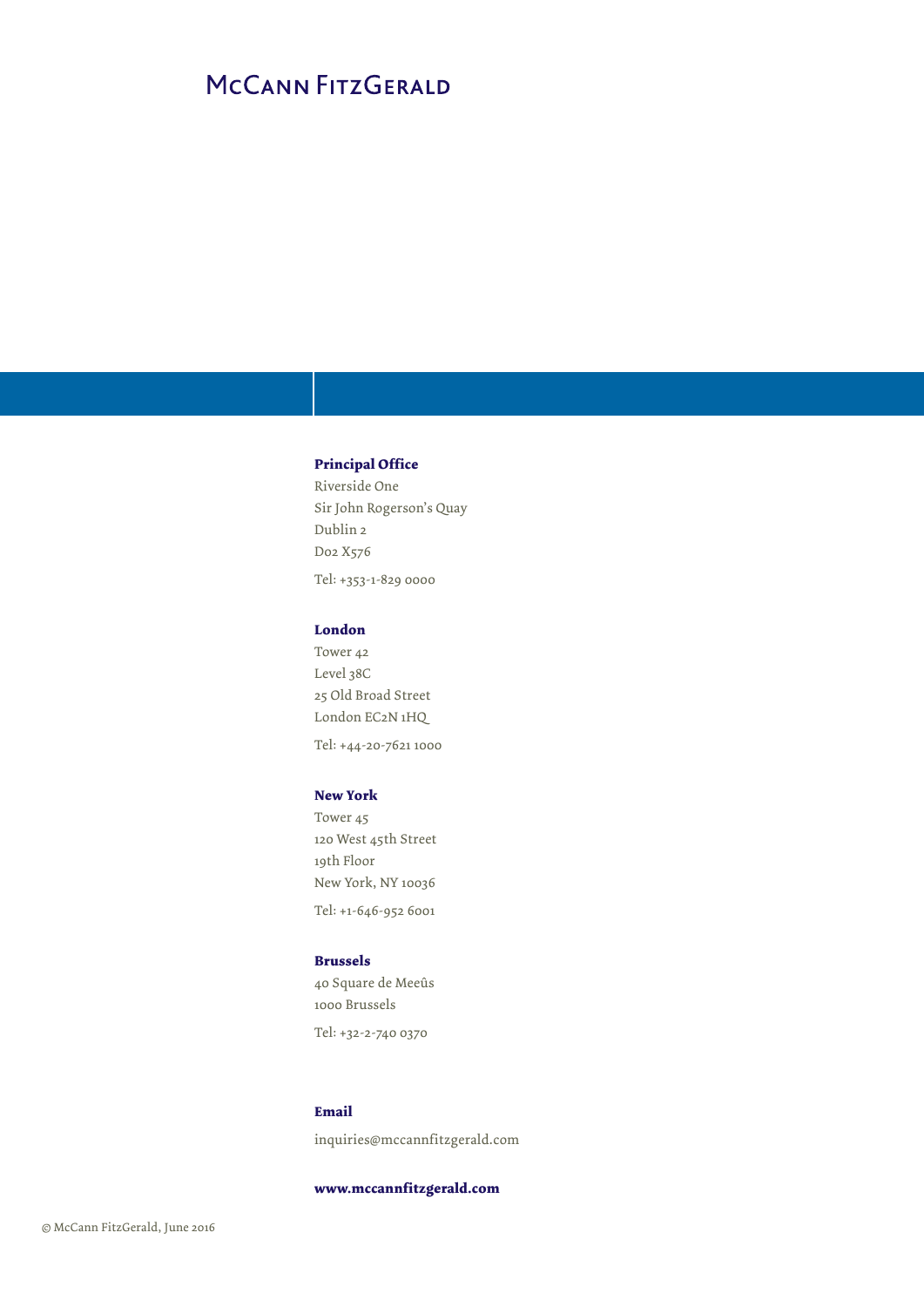# McCann FitzGerald

**Principal Office**

Riverside One
Sir John Rogerson's Quay
Dublin 2
D02 X576

Tel: +353-1-829 0000

**London**

Tower 42
Level 38C
25 Old Broad Street
London EC2N 1HQ

Tel: +44-20-7621 1000

**New York**

Tower 45
120 West 45th Street
19th Floor
New York, NY 10036

Tel: +1-646-952 6001

**Brussels**

40 Square de Meeûs
1000 Brussels

Tel: +32-2-740 0370

**Email**

inquiries@mccannfitzgerald.com

**www.mccannfitzgerald.com**

© McCann FitzGerald, June 2016